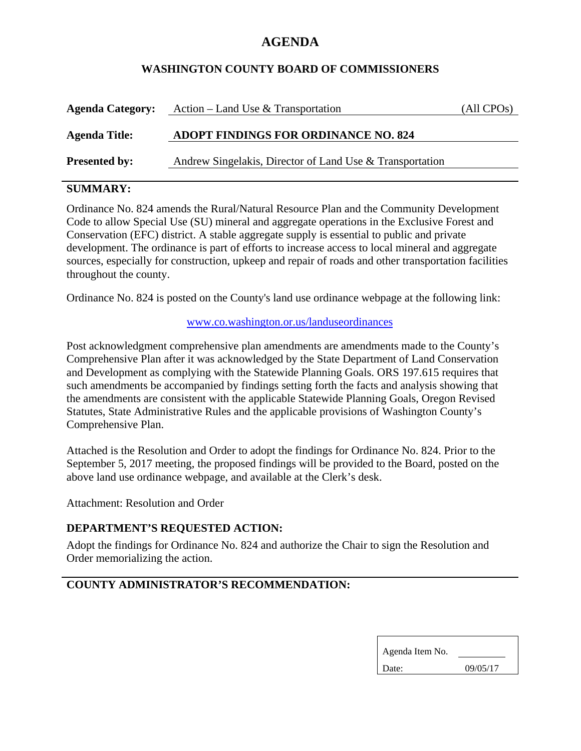# AGENDA

## WASHINGTON COUNTY BOARD OF COMMISSIONERS

| | | |
|---|---|---|
| **Agenda Category:** | Action – Land Use & Transportation | (All CPOs) |
| **Agenda Title:** | **ADOPT FINDINGS FOR ORDINANCE NO. 824** | |
| **Presented by:** | Andrew Singelakis, Director of Land Use & Transportation | |

## SUMMARY:

Ordinance No. 824 amends the Rural/Natural Resource Plan and the Community Development Code to allow Special Use (SU) mineral and aggregate operations in the Exclusive Forest and Conservation (EFC) district. A stable aggregate supply is essential to public and private development. The ordinance is part of efforts to increase access to local mineral and aggregate sources, especially for construction, upkeep and repair of roads and other transportation facilities throughout the county.

Ordinance No. 824 is posted on the County's land use ordinance webpage at the following link:

www.co.washington.or.us/landuseordinances

Post acknowledgment comprehensive plan amendments are amendments made to the County's Comprehensive Plan after it was acknowledged by the State Department of Land Conservation and Development as complying with the Statewide Planning Goals. ORS 197.615 requires that such amendments be accompanied by findings setting forth the facts and analysis showing that the amendments are consistent with the applicable Statewide Planning Goals, Oregon Revised Statutes, State Administrative Rules and the applicable provisions of Washington County's Comprehensive Plan.

Attached is the Resolution and Order to adopt the findings for Ordinance No. 824. Prior to the September 5, 2017 meeting, the proposed findings will be provided to the Board, posted on the above land use ordinance webpage, and available at the Clerk's desk.

Attachment: Resolution and Order

## DEPARTMENT'S REQUESTED ACTION:

Adopt the findings for Ordinance No. 824 and authorize the Chair to sign the Resolution and Order memorializing the action.

## COUNTY ADMINISTRATOR'S RECOMMENDATION:

| | |
|---|---|
| Agenda Item No. | |
| Date: | 09/05/17 |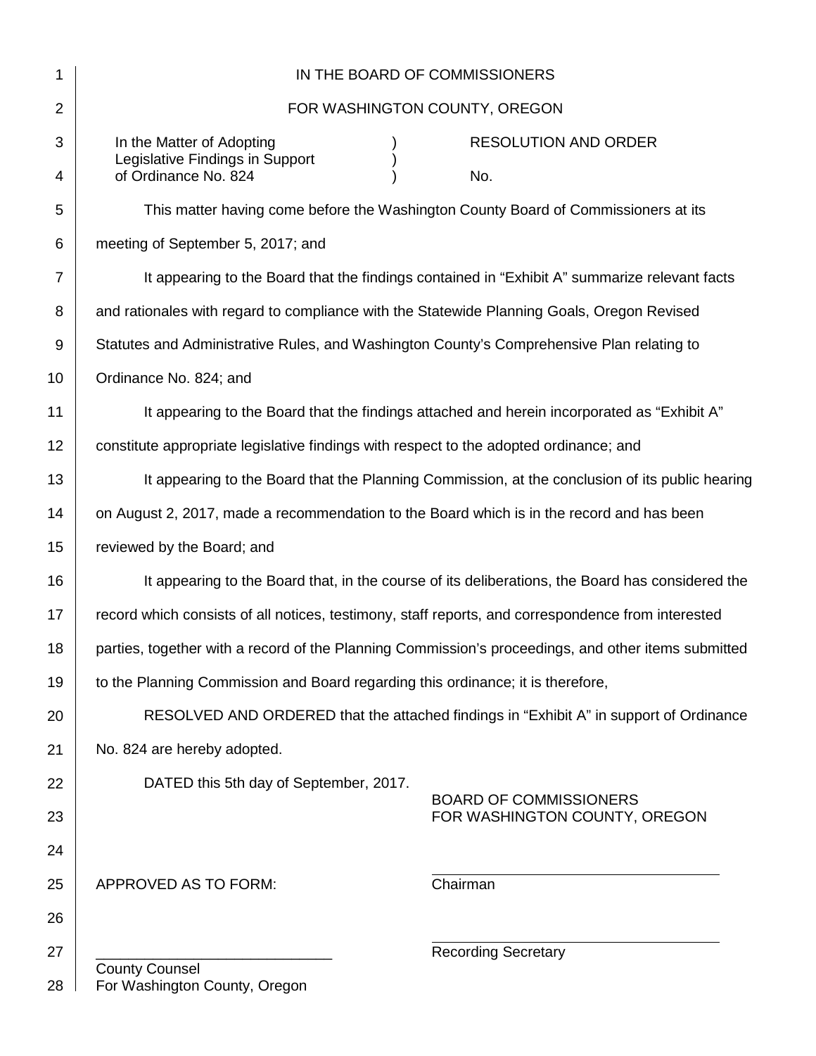IN THE BOARD OF COMMISSIONERS

FOR WASHINGTON COUNTY, OREGON

| | | |
|---|---|---|
| In the Matter of Adopting Legislative Findings in Support of Ordinance No. 824 | ) ) ) | RESOLUTION AND ORDER No. |

This matter having come before the Washington County Board of Commissioners at its meeting of September 5, 2017; and

It appearing to the Board that the findings contained in "Exhibit A" summarize relevant facts and rationales with regard to compliance with the Statewide Planning Goals, Oregon Revised Statutes and Administrative Rules, and Washington County's Comprehensive Plan relating to Ordinance No. 824; and

It appearing to the Board that the findings attached and herein incorporated as "Exhibit A" constitute appropriate legislative findings with respect to the adopted ordinance; and

It appearing to the Board that the Planning Commission, at the conclusion of its public hearing on August 2, 2017, made a recommendation to the Board which is in the record and has been reviewed by the Board; and

It appearing to the Board that, in the course of its deliberations, the Board has considered the record which consists of all notices, testimony, staff reports, and correspondence from interested parties, together with a record of the Planning Commission's proceedings, and other items submitted to the Planning Commission and Board regarding this ordinance; it is therefore,

RESOLVED AND ORDERED that the attached findings in "Exhibit A" in support of Ordinance No. 824 are hereby adopted.

DATED this 5th day of September, 2017.

BOARD OF COMMISSIONERS
FOR WASHINGTON COUNTY, OREGON

APPROVED AS TO FORM:

______________________________
Chairman

______________________________
County Counsel
For Washington County, Oregon

______________________________
Recording Secretary